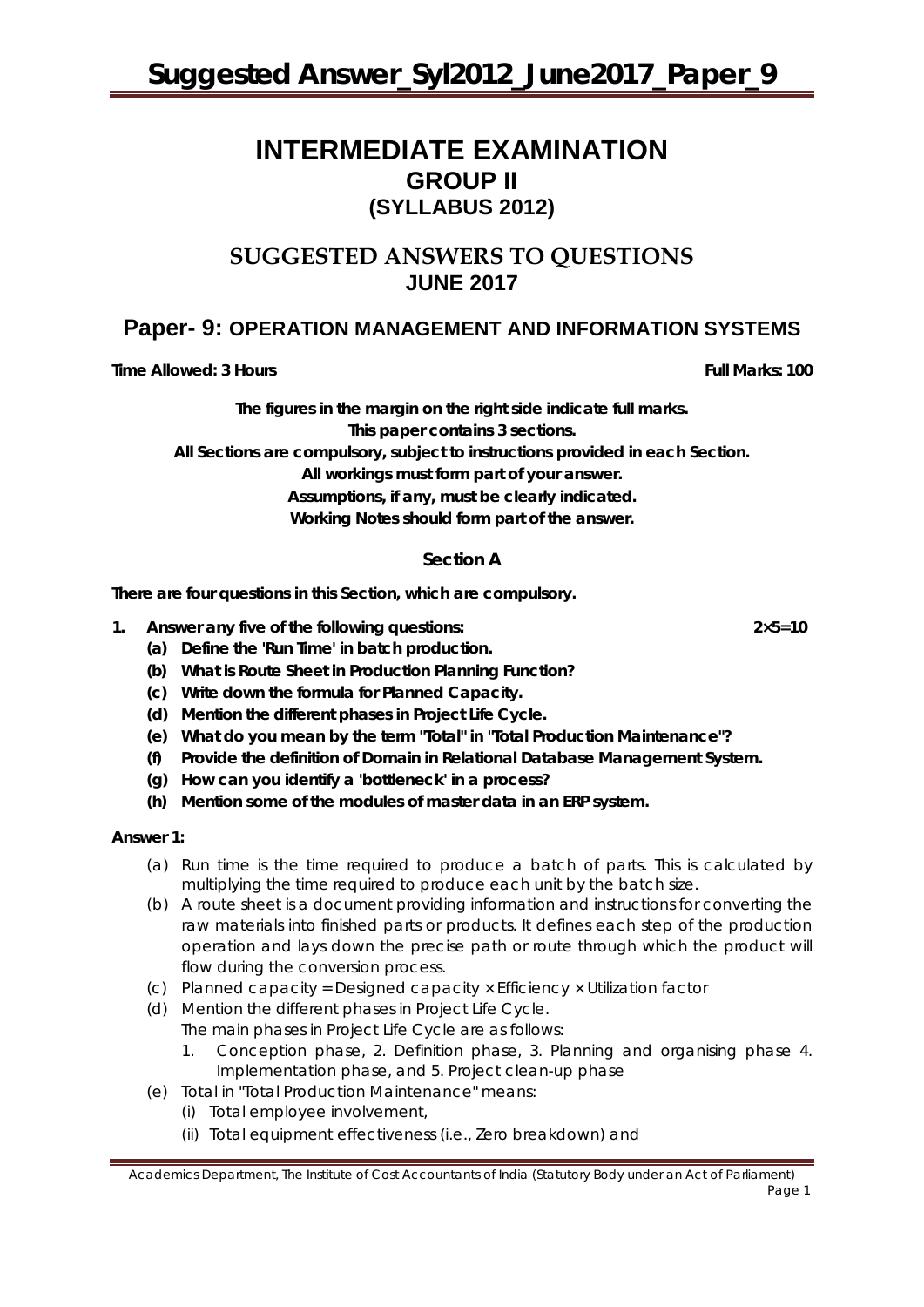# INTERMEDIATE EXAMINATION

## GROUP II

## (SYLLABUS 2012)

## SUGGESTED ANSWERS TO QUESTIONS

## JUNE 2017

## Paper- 9: OPERATION MANAGEMENT AND INFORMATION SYSTEMS

**Time Allowed: 3 Hours** **Full Marks: 100**

**The figures in the margin on the right side indicate full marks.**
**This paper contains 3 sections.**
**All Sections are compulsory, subject to instructions provided in each Section.**
**All workings must form part of your answer.**
**Assumptions, if any, must be clearly indicated.**
**Working Notes should form part of the answer.**

### Section A

**There are four questions in this Section, which are compulsory.**

**1. Answer any five of the following questions:** **2×5=10**

**(a) Define the 'Run Time' in batch production.**

**(b) What is Route Sheet in Production Planning Function?**

**(c) Write down the formula for Planned Capacity.**

**(d) Mention the different phases in Project Life Cycle.**

**(e) What do you mean by the term "Total" in "Total Production Maintenance"?**

**(f) Provide the definition of Domain in Relational Database Management System.**

**(g) How can you identify a 'bottleneck' in a process?**

**(h) Mention some of the modules of master data in an ERP system.**

**Answer 1:**

(a) Run time is the time required to produce a batch of parts. This is calculated by multiplying the time required to produce each unit by the batch size.

(b) A route sheet is a document providing information and instructions for converting the raw materials into finished parts or products. It defines each step of the production operation and lays down the precise path or route through which the product will flow during the conversion process.

(c) Planned capacity = Designed capacity × Efficiency × Utilization factor

(d) Mention the different phases in Project Life Cycle.
The main phases in Project Life Cycle are as follows:
1. Conception phase, 2. Definition phase, 3. Planning and organising phase 4. Implementation phase, and 5. Project clean-up phase

(e) Total in "Total Production Maintenance" means:
   (i) Total employee involvement,
   (ii) Total equipment effectiveness (i.e., Zero breakdown) and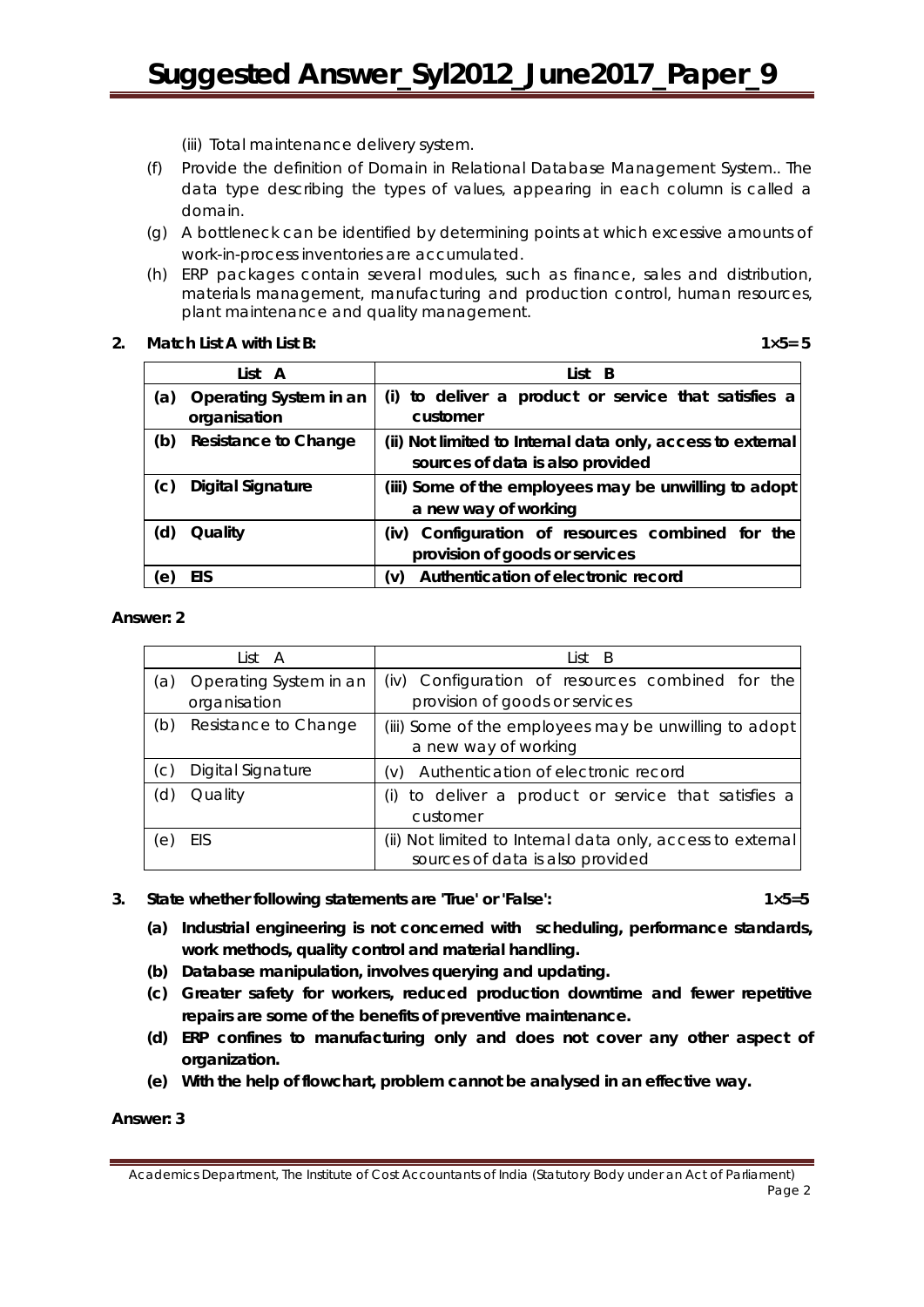(iii) Total maintenance delivery system.

(f) Provide the definition of Domain in Relational Database Management System.. The data type describing the types of values, appearing in each column is called a domain.

(g) A bottleneck can be identified by determining points at which excessive amounts of work-in-process inventories are accumulated.

(h) ERP packages contain several modules, such as finance, sales and distribution, materials management, manufacturing and production control, human resources, plant maintenance and quality management.

**2. Match List A with List B:** **1×5= 5**

| List A | List B |
|---|---|
| **(a) Operating System in an organisation** | **(i) to deliver a product or service that satisfies a customer** |
| **(b) Resistance to Change** | **(ii) Not limited to Internal data only, access to external sources of data is also provided** |
| **(c) Digital Signature** | **(iii) Some of the employees may be unwilling to adopt a new way of working** |
| **(d) Quality** | **(iv) Configuration of resources combined for the provision of goods or services** |
| **(e) EIS** | **(v) Authentication of electronic record** |

**Answer: 2**

| List A | List B |
|---|---|
| (a) Operating System in an organisation | (iv) Configuration of resources combined for the provision of goods or services |
| (b) Resistance to Change | (iii) Some of the employees may be unwilling to adopt a new way of working |
| (c) Digital Signature | (v) Authentication of electronic record |
| (d) Quality | (i) to deliver a product or service that satisfies a customer |
| (e) EIS | (ii) Not limited to Internal data only, access to external sources of data is also provided |

**3. State whether following statements are 'True' or 'False':** **1×5=5**

**(a) Industrial engineering is not concerned with scheduling, performance standards, work methods, quality control and material handling.**

**(b) Database manipulation, involves querying and updating.**

**(c) Greater safety for workers, reduced production downtime and fewer repetitive repairs are some of the benefits of preventive maintenance.**

**(d) ERP confines to manufacturing only and does not cover any other aspect of organization.**

**(e) With the help of flowchart, problem cannot be analysed in an effective way.**

**Answer: 3**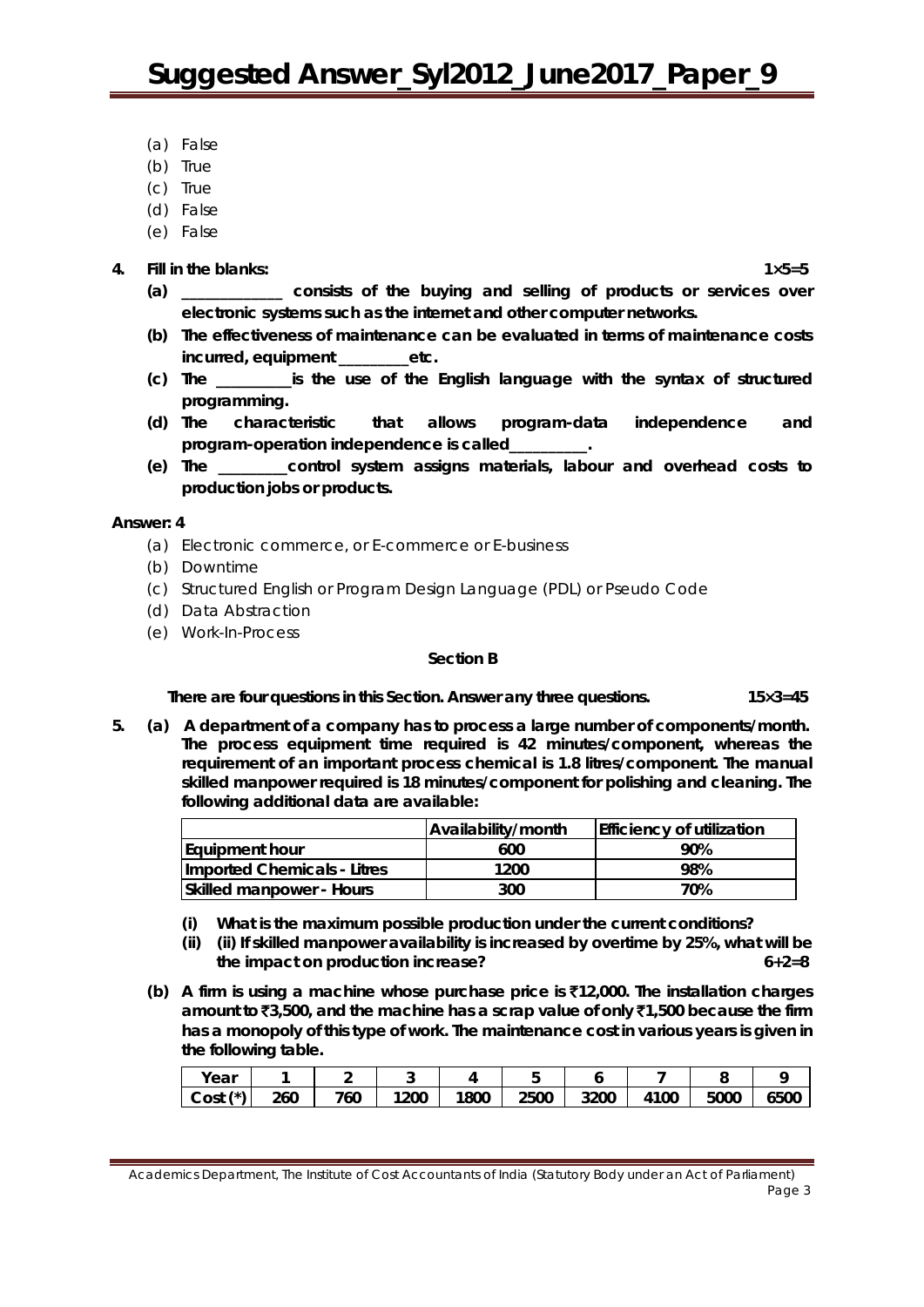(a) False
(b) True
(c) True
(d) False
(e) False

**4. Fill in the blanks: 1×5=5**

**(a) _____________ consists of the buying and selling of products or services over electronic systems such as the internet and other computer networks.**

**(b) The effectiveness of maintenance can be evaluated in terms of maintenance costs incurred, equipment _________etc.**

**(c) The __________is the use of the English language with the syntax of structured programming.**

**(d) The characteristic that allows program-data independence and program-operation independence is called__________.**

**(e) The _________control system assigns materials, labour and overhead costs to production jobs or products.**

**Answer: 4**

(a) Electronic commerce, or E-commerce or E-business
(b) Downtime
(c) Structured English or Program Design Language (PDL) or Pseudo Code
(d) Data Abstraction
(e) Work-In-Process

**Section B**

**There are four questions in this Section. Answer any three questions. 15×3=45**

**5. (a) A department of a company has to process a large number of components/month. The process equipment time required is 42 minutes/component, whereas the requirement of an important process chemical is 1.8 litres/component. The manual skilled manpower required is 18 minutes/component for polishing and cleaning. The following additional data are available:**

| | Availability/month | Efficiency of utilization |
|---|---|---|
| Equipment hour | 600 | 90% |
| Imported Chemicals - Litres | 1200 | 98% |
| Skilled manpower - Hours | 300 | 70% |

**(i) What is the maximum possible production under the current conditions?**

**(ii) (ii) If skilled manpower availability is increased by overtime by 25%, what will be the impact on production increase? 6+2=8**

**(b) A firm is using a machine whose purchase price is ₹12,000. The installation charges amount to ₹3,500, and the machine has a scrap value of only ₹1,500 because the firm has a monopoly of this type of work. The maintenance cost in various years is given in the following table.**

| Year | 1 | 2 | 3 | 4 | 5 | 6 | 7 | 8 | 9 |
|---|---|---|---|---|---|---|---|---|---|
| Cost (*) | 260 | 760 | 1200 | 1800 | 2500 | 3200 | 4100 | 5000 | 6500 |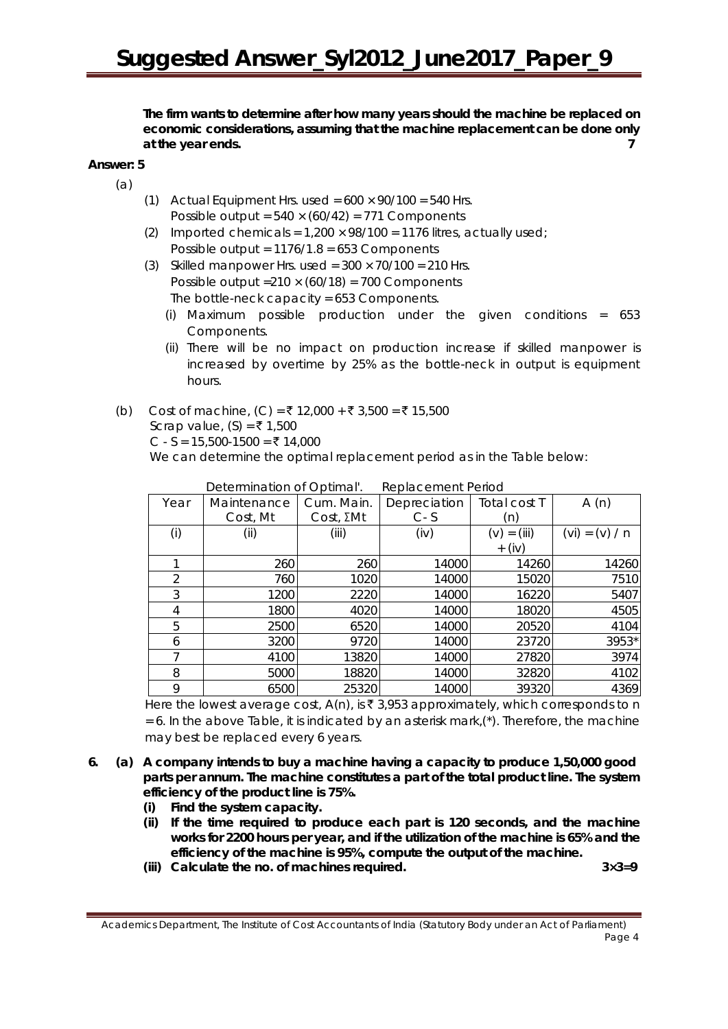**The firm wants to determine after how many years should the machine be replaced on economic considerations, assuming that the machine replacement can be done only at the year ends.** **7**

**Answer: 5**

(a)

(1) Actual Equipment Hrs. used = 600 × 90/100 = 540 Hrs.
Possible output = 540 × (60/42) = 771 Components

(2) Imported chemicals = 1,200 × 98/100 = 1176 litres, actually used;
Possible output = 1176/1.8 = 653 Components

(3) Skilled manpower Hrs. used = 300 × 70/100 = 210 Hrs.
Possible output =210 × (60/18) = 700 Components
The bottle-neck capacity = 653 Components.

(i) Maximum possible production under the given conditions = 653 Components.

(ii) There will be no impact on production increase if skilled manpower is increased by overtime by 25% as the bottle-neck in output is equipment hours.

(b) Cost of machine, (C) = ₹ 12,000 + ₹ 3,500 = ₹ 15,500
Scrap value, (S) = ₹ 1,500
C - S = 15,500-1500 = ₹ 14,000
We can determine the optimal replacement period as in the Table below:

Determination of Optimal'. Replacement Period

| Year | Maintenance Cost, Mt | Cum. Main. Cost, ΣMt | Depreciation C - S | Total cost T (n) | A (n) |
|---|---|---|---|---|---|
| (i) | (ii) | (iii) | (iv) | (v) = (iii) + (iv) | (vi) = (v) / n |
| 1 | 260 | 260 | 14000 | 14260 | 14260 |
| 2 | 760 | 1020 | 14000 | 15020 | 7510 |
| 3 | 1200 | 2220 | 14000 | 16220 | 5407 |
| 4 | 1800 | 4020 | 14000 | 18020 | 4505 |
| 5 | 2500 | 6520 | 14000 | 20520 | 4104 |
| 6 | 3200 | 9720 | 14000 | 23720 | 3953* |
| 7 | 4100 | 13820 | 14000 | 27820 | 3974 |
| 8 | 5000 | 18820 | 14000 | 32820 | 4102 |
| 9 | 6500 | 25320 | 14000 | 39320 | 4369 |

Here the lowest average cost, A(n), is ₹ 3,953 approximately, which corresponds to n = 6. In the above Table, it is indicated by an asterisk mark,(*). Therefore, the machine may best be replaced every 6 years.

**6. (a) A company intends to buy a machine having a capacity to produce 1,50,000 good parts per annum. The machine constitutes a part of the total product line. The system efficiency of the product line is 75%.**

**(i) Find the system capacity.**

**(ii) If the time required to produce each part is 120 seconds, and the machine works for 2200 hours per year, and if the utilization of the machine is 65% and the efficiency of the machine is 95%, compute the output of the machine.**

**(iii) Calculate the no. of machines required.** **3×3=9**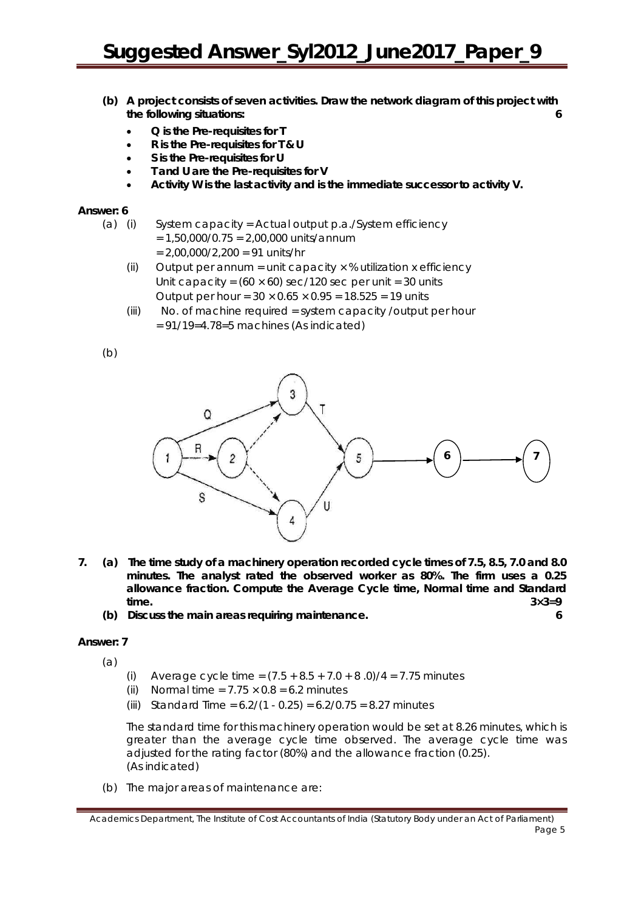**(b) A project consists of seven activities. Draw the network diagram of this project with the following situations:** **6**

- **Q is the Pre-requisites for T**
- **R is the Pre-requisites for T & U**
- **S is the Pre-requisites for U**
- **T and U are the Pre-requisites for V**
- **Activity W is the last activity and is the immediate successor to activity V.**

**Answer: 6**

(a) (i) System capacity = Actual output p.a./System efficiency
= 1,50,000/0.75 = 2,00,000 units/annum
= 2,00,000/2,200 = 91 units/hr

(ii) Output per annum = unit capacity × % utilization x efficiency
Unit capacity = (60 × 60) sec/120 sec per unit = 30 units
Output per hour = 30 × 0.65 × 0.95 = 18.525 = 19 units

(iii) No. of machine required = system capacity /output per hour
= 91/19=4.78=5 machines (As indicated)

(b)

**7. (a) The time study of a machinery operation recorded cycle times of 7.5, 8.5, 7.0 and 8.0 minutes. The analyst rated the observed worker as 80%. The firm uses a 0.25 allowance fraction. Compute the Average Cycle time, Normal time and Standard time.** **3×3=9**

**(b) Discuss the main areas requiring maintenance.** **6**

**Answer: 7**

(a)

(i) Average cycle time = (7.5 + 8.5 + 7.0 + 8 .0)/4 = 7.75 minutes

(ii) Normal time = 7.75 × 0.8 = 6.2 minutes

(iii) Standard Time = 6.2/(1 - 0.25) = 6.2/0.75 = 8.27 minutes

The standard time for this machinery operation would be set at 8.26 minutes, which is greater than the average cycle time observed. The average cycle time was adjusted for the rating factor (80%) and the allowance fraction (0.25). (As indicated)

(b) The major areas of maintenance are: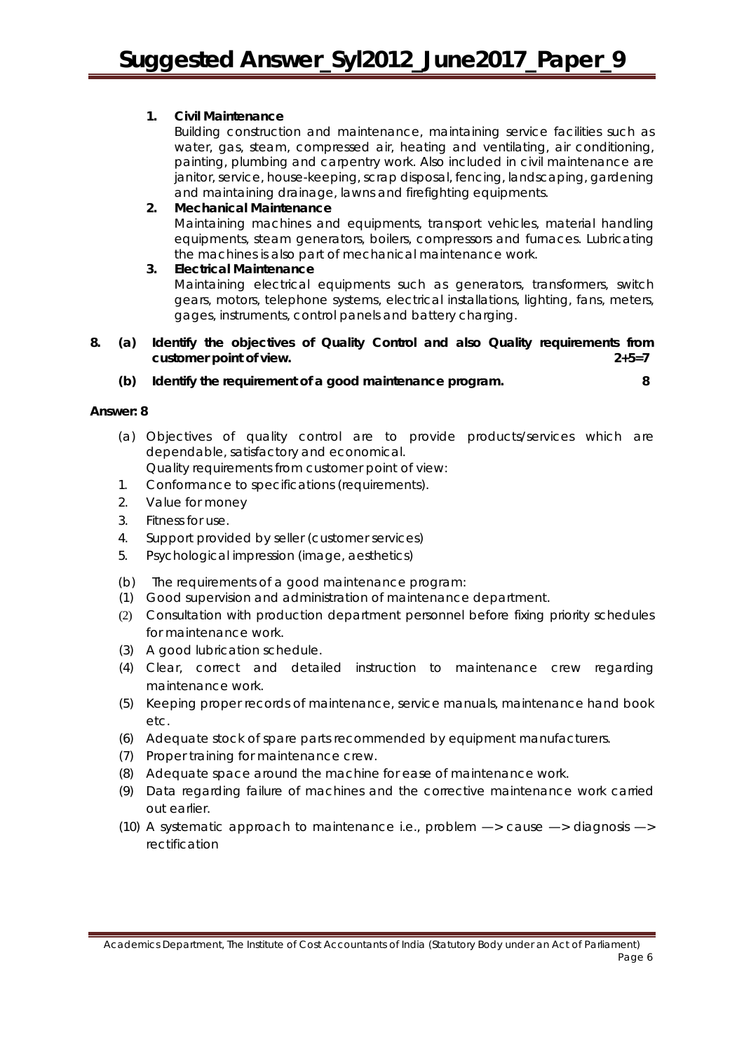1. **Civil Maintenance**

   Building construction and maintenance, maintaining service facilities such as water, gas, steam, compressed air, heating and ventilating, air conditioning, painting, plumbing and carpentry work. Also included in civil maintenance are janitor, service, house-keeping, scrap disposal, fencing, landscaping, gardening and maintaining drainage, lawns and firefighting equipments.

2. **Mechanical Maintenance**

   Maintaining machines and equipments, transport vehicles, material handling equipments, steam generators, boilers, compressors and furnaces. Lubricating the machines is also part of mechanical maintenance work.

3. **Electrical Maintenance**

   Maintaining electrical equipments such as generators, transformers, switch gears, motors, telephone systems, electrical installations, lighting, fans, meters, gages, instruments, control panels and battery charging.

**8. (a) Identify the objectives of Quality Control and also Quality requirements from customer point of view. 2+5=7**

**(b) Identify the requirement of a good maintenance program. 8**

**Answer: 8**

(a) Objectives of quality control are to provide products/services which are dependable, satisfactory and economical.

Quality requirements from customer point of view:

1. Conformance to specifications (requirements).
2. Value for money
3. Fitness for use.
4. Support provided by seller (customer services)
5. Psychological impression (image, aesthetics)

(b) The requirements of a good maintenance program:

(1) Good supervision and administration of maintenance department.

(2) Consultation with production department personnel before fixing priority schedules for maintenance work.

(3) A good lubrication schedule.

(4) Clear, correct and detailed instruction to maintenance crew regarding maintenance work.

(5) Keeping proper records of maintenance, service manuals, maintenance hand book etc.

(6) Adequate stock of spare parts recommended by equipment manufacturers.

(7) Proper training for maintenance crew.

(8) Adequate space around the machine for ease of maintenance work.

(9) Data regarding failure of machines and the corrective maintenance work carried out earlier.

(10) A systematic approach to maintenance i.e., problem —> cause —> diagnosis —> rectification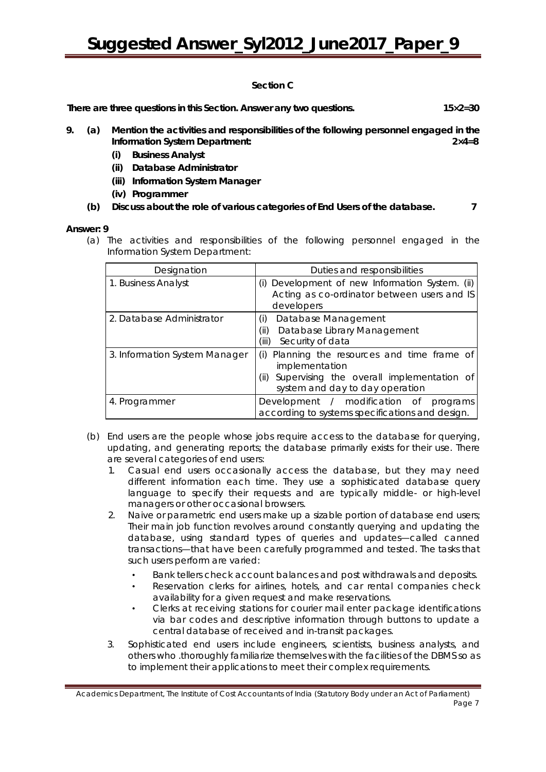**Section C**

**There are three questions in this Section. Answer any two questions. 15×2=30**

**9. (a) Mention the activities and responsibilities of the following personnel engaged in the Information System Department: 2×4=8**

**(i) Business Analyst**

**(ii) Database Administrator**

**(iii) Information System Manager**

**(iv) Programmer**

**(b) Discuss about the role of various categories of End Users of the database. 7**

**Answer: 9**

(a) The activities and responsibilities of the following personnel engaged in the Information System Department:

| Designation | Duties and responsibilities |
|---|---|
| 1. Business Analyst | (i) Development of new Information System. (ii) Acting as co-ordinator between users and IS developers |
| 2. Database Administrator | (i) Database Management<br>(ii) Database Library Management<br>(iii) Security of data |
| 3. Information System Manager | (i) Planning the resources and time frame of implementation<br>(ii) Supervising the overall implementation of system and day to day operation |
| 4. Programmer | Development / modification of programs according to systems specifications and design. |

(b) End users are the people whose jobs require access to the database for querying, updating, and generating reports; the database primarily exists for their use. There are several categories of end users:

1. Casual end users occasionally access the database, but they may need different information each time. They use a sophisticated database query language to specify their requests and are typically middle- or high-level managers or other occasional browsers.
2. Naive or parametric end users make up a sizable portion of database end users; Their main job function revolves around constantly querying and updating the database, using standard types of queries and updates—called canned transactions—that have been carefully programmed and tested. The tasks that such users perform are varied:
   - Bank tellers check account balances and post withdrawals and deposits.
   - Reservation clerks for airlines, hotels, and car rental companies check availability for a given request and make reservations.
   - Clerks at receiving stations for courier mail enter package identifications via bar codes and descriptive information through buttons to update a central database of received and in-transit packages.
3. Sophisticated end users include engineers, scientists, business analysts, and others who .thoroughly familiarize themselves with the facilities of the DBMS so as to implement their applications to meet their complex requirements.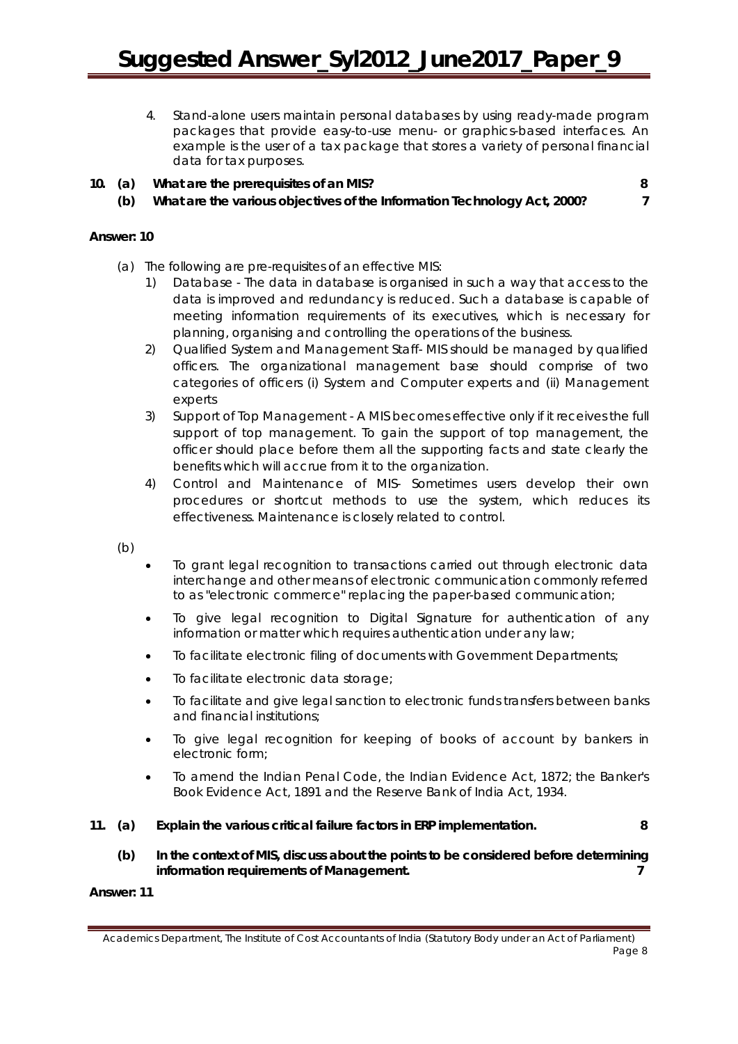4. Stand-alone users maintain personal databases by using ready-made program packages that provide easy-to-use menu- or graphics-based interfaces. An example is the user of a tax package that stores a variety of personal financial data for tax purposes.

**10. (a) What are the prerequisites of an MIS? 8**

**(b) What are the various objectives of the Information Technology Act, 2000? 7**

**Answer: 10**

(a) The following are pre-requisites of an effective MIS:

1) Database - The data in database is organised in such a way that access to the data is improved and redundancy is reduced. Such a database is capable of meeting information requirements of its executives, which is necessary for planning, organising and controlling the operations of the business.
2) Qualified System and Management Staff- MIS should be managed by qualified officers. The organizational management base should comprise of two categories of officers (i) System and Computer experts and (ii) Management experts
3) Support of Top Management - A MIS becomes effective only if it receives the full support of top management. To gain the support of top management, the officer should place before them all the supporting facts and state clearly the benefits which will accrue from it to the organization.
4) Control and Maintenance of MIS- Sometimes users develop their own procedures or shortcut methods to use the system, which reduces its effectiveness. Maintenance is closely related to control.

(b)

- To grant legal recognition to transactions carried out through electronic data interchange and other means of electronic communication commonly referred to as "electronic commerce" replacing the paper-based communication;
- To give legal recognition to Digital Signature for authentication of any information or matter which requires authentication under any law;
- To facilitate electronic filing of documents with Government Departments;
- To facilitate electronic data storage;
- To facilitate and give legal sanction to electronic funds transfers between banks and financial institutions;
- To give legal recognition for keeping of books of account by bankers in electronic form;
- To amend the Indian Penal Code, the Indian Evidence Act, 1872; the Banker's Book Evidence Act, 1891 and the Reserve Bank of India Act, 1934.

**11. (a) Explain the various critical failure factors in ERP implementation. 8**

**(b) In the context of MIS, discuss about the points to be considered before determining information requirements of Management. 7**

**Answer: 11**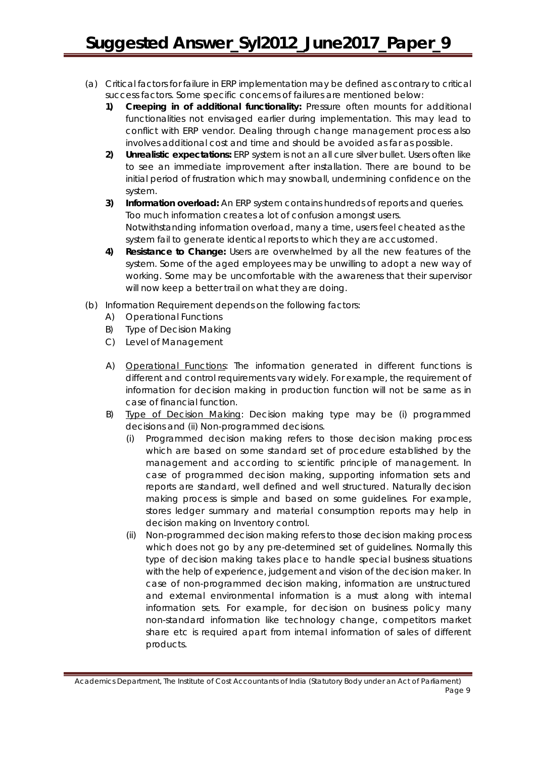(a) Critical factors for failure in ERP implementation may be defined as contrary to critical success factors. Some specific concerns of failures are mentioned below:

1) **Creeping in of additional functionality:** Pressure often mounts for additional functionalities not envisaged earlier during implementation. This may lead to conflict with ERP vendor. Dealing through change management process also involves additional cost and time and should be avoided as far as possible.
2) **Unrealistic expectations:** ERP system is not an all cure silver bullet. Users often like to see an immediate improvement after installation. There are bound to be initial period of frustration which may snowball, undermining confidence on the system.
3) **Information overload:** An ERP system contains hundreds of reports and queries. Too much information creates a lot of confusion amongst users. Notwithstanding information overload, many a time, users feel cheated as the system fail to generate identical reports to which they are accustomed.
4) **Resistance to Change:** Users are overwhelmed by all the new features of the system. Some of the aged employees may be unwilling to adopt a new way of working. Some may be uncomfortable with the awareness that their supervisor will now keep a better trail on what they are doing.

(b) Information Requirement depends on the following factors:

A) Operational Functions
B) Type of Decision Making
C) Level of Management

A) Operational Functions: The information generated in different functions is different and control requirements vary widely. For example, the requirement of information for decision making in production function will not be same as in case of financial function.

B) Type of Decision Making: Decision making type may be (i) programmed decisions and (ii) Non-programmed decisions.

(i) Programmed decision making refers to those decision making process which are based on some standard set of procedure established by the management and according to scientific principle of management. In case of programmed decision making, supporting information sets and reports are standard, well defined and well structured. Naturally decision making process is simple and based on some guidelines. For example, stores ledger summary and material consumption reports may help in decision making on Inventory control.

(ii) Non-programmed decision making refers to those decision making process which does not go by any pre-determined set of guidelines. Normally this type of decision making takes place to handle special business situations with the help of experience, judgement and vision of the decision maker. In case of non-programmed decision making, information are unstructured and external environmental information is a must along with internal information sets. For example, for decision on business policy many non-standard information like technology change, competitors market share etc is required apart from internal information of sales of different products.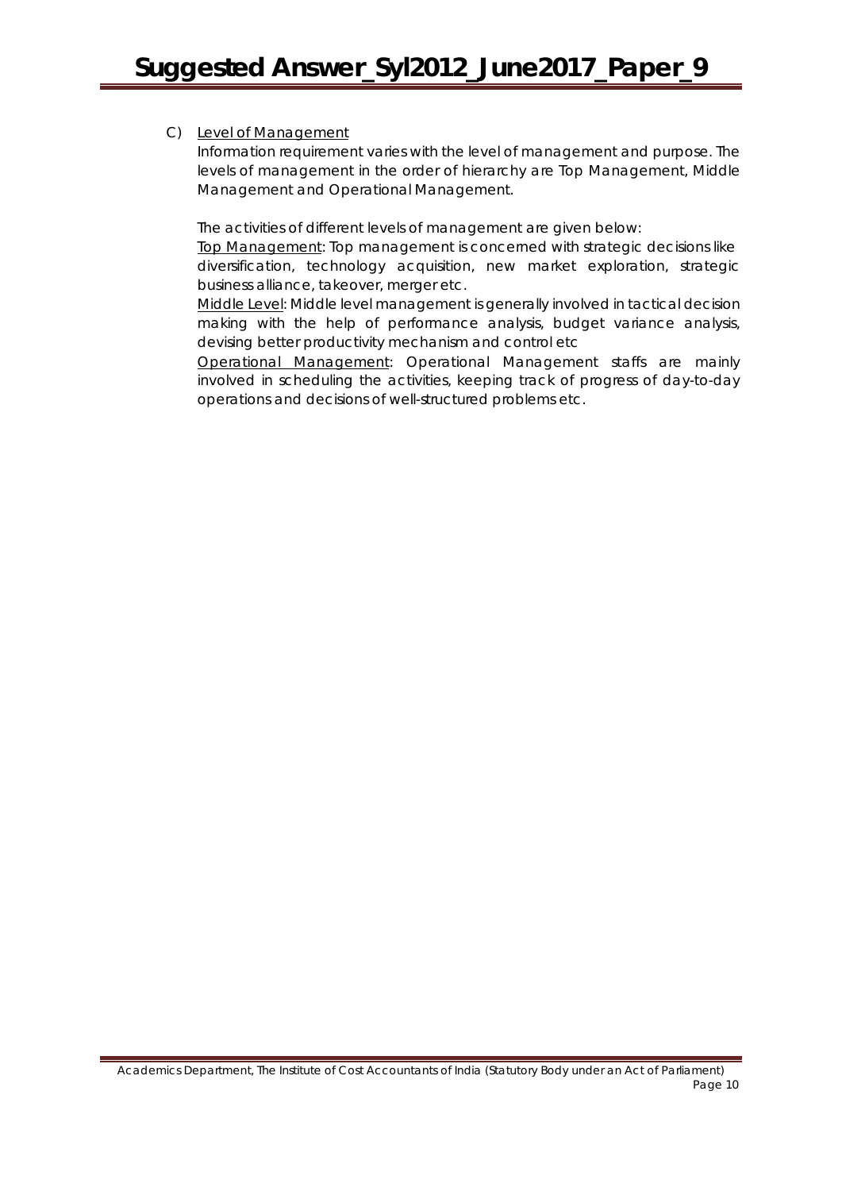C) <u>Level of Management</u>

Information requirement varies with the level of management and purpose. The levels of management in the order of hierarchy are Top Management, Middle Management and Operational Management.

The activities of different levels of management are given below:

<u>Top Management</u>: Top management is concerned with strategic decisions like diversification, technology acquisition, new market exploration, strategic business alliance, takeover, merger etc.

<u>Middle Level</u>: Middle level management is generally involved in tactical decision making with the help of performance analysis, budget variance analysis, devising better productivity mechanism and control etc

<u>Operational Management</u>: Operational Management staffs are mainly involved in scheduling the activities, keeping track of progress of day-to-day operations and decisions of well-structured problems etc.